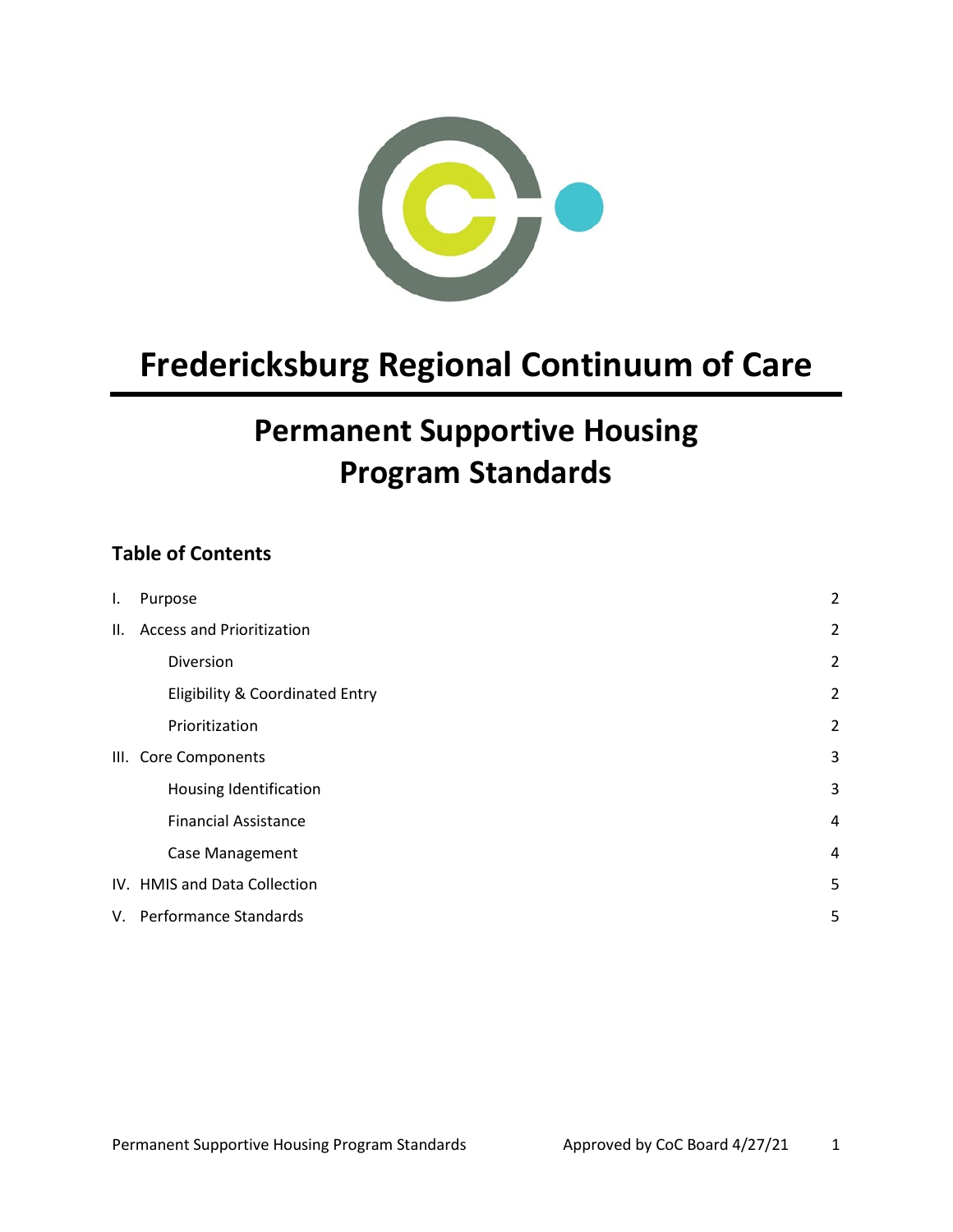# Fredericksburg Regional Continuum of Care

## Permanent Supportive Housing Program Standards

### Table of Contents

| | | |
|---|---|---|
| I. | Purpose | 2 |
| II. | Access and Prioritization | 2 |
| | Diversion | 2 |
| | Eligibility & Coordinated Entry | 2 |
| | Prioritization | 2 |
| III. | Core Components | 3 |
| | Housing Identification | 3 |
| | Financial Assistance | 4 |
| | Case Management | 4 |
| IV. | HMIS and Data Collection | 5 |
| V. | Performance Standards | 5 |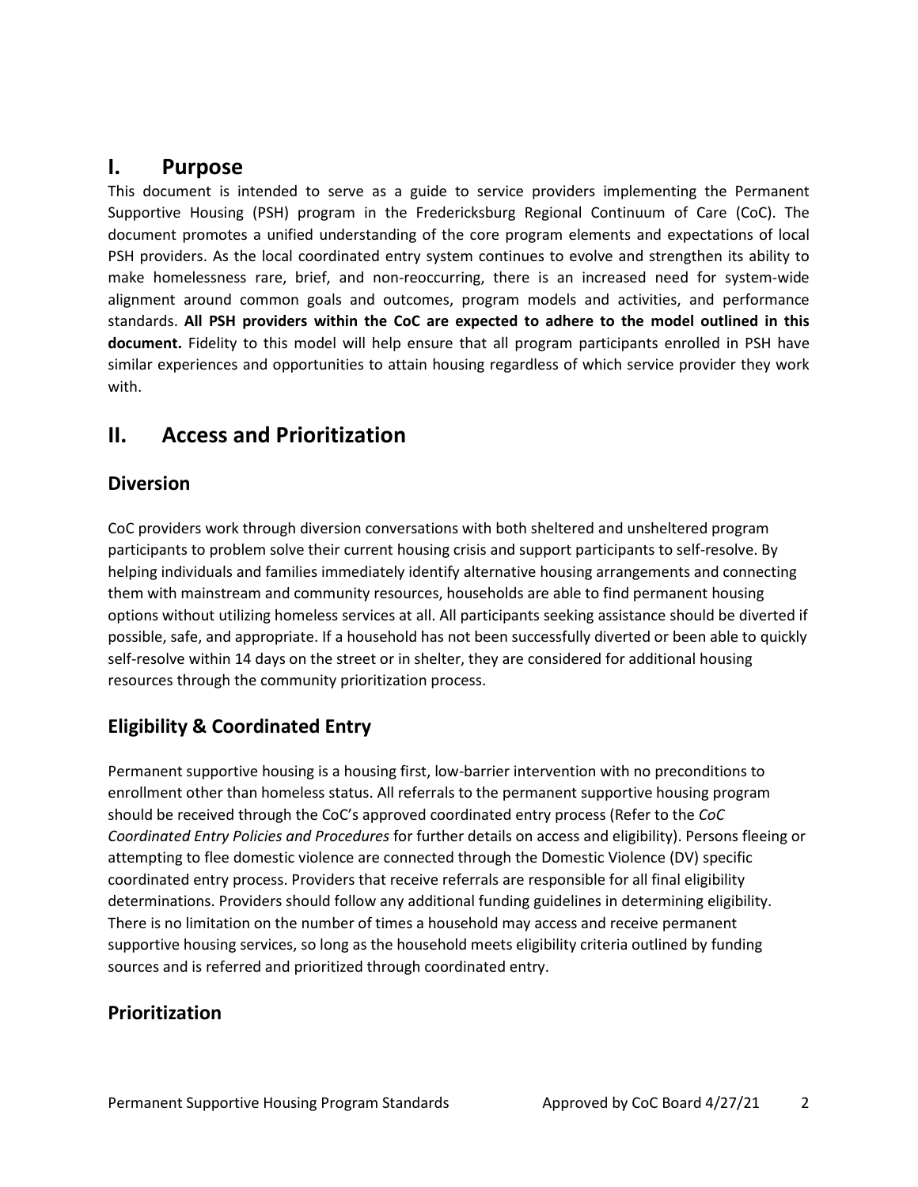## I. Purpose

This document is intended to serve as a guide to service providers implementing the Permanent Supportive Housing (PSH) program in the Fredericksburg Regional Continuum of Care (CoC). The document promotes a unified understanding of the core program elements and expectations of local PSH providers. As the local coordinated entry system continues to evolve and strengthen its ability to make homelessness rare, brief, and non-reoccurring, there is an increased need for system-wide alignment around common goals and outcomes, program models and activities, and performance standards. **All PSH providers within the CoC are expected to adhere to the model outlined in this document.** Fidelity to this model will help ensure that all program participants enrolled in PSH have similar experiences and opportunities to attain housing regardless of which service provider they work with.

## II. Access and Prioritization

### Diversion

CoC providers work through diversion conversations with both sheltered and unsheltered program participants to problem solve their current housing crisis and support participants to self-resolve. By helping individuals and families immediately identify alternative housing arrangements and connecting them with mainstream and community resources, households are able to find permanent housing options without utilizing homeless services at all. All participants seeking assistance should be diverted if possible, safe, and appropriate. If a household has not been successfully diverted or been able to quickly self-resolve within 14 days on the street or in shelter, they are considered for additional housing resources through the community prioritization process.

### Eligibility & Coordinated Entry

Permanent supportive housing is a housing first, low-barrier intervention with no preconditions to enrollment other than homeless status. All referrals to the permanent supportive housing program should be received through the CoC's approved coordinated entry process (Refer to the *CoC Coordinated Entry Policies and Procedures* for further details on access and eligibility). Persons fleeing or attempting to flee domestic violence are connected through the Domestic Violence (DV) specific coordinated entry process. Providers that receive referrals are responsible for all final eligibility determinations. Providers should follow any additional funding guidelines in determining eligibility. There is no limitation on the number of times a household may access and receive permanent supportive housing services, so long as the household meets eligibility criteria outlined by funding sources and is referred and prioritized through coordinated entry.

### Prioritization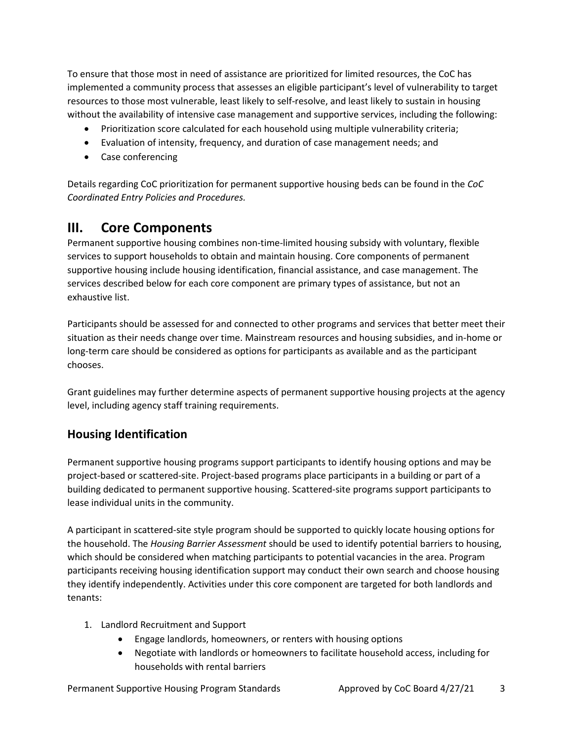To ensure that those most in need of assistance are prioritized for limited resources, the CoC has implemented a community process that assesses an eligible participant's level of vulnerability to target resources to those most vulnerable, least likely to self-resolve, and least likely to sustain in housing without the availability of intensive case management and supportive services, including the following:

- Prioritization score calculated for each household using multiple vulnerability criteria;
- Evaluation of intensity, frequency, and duration of case management needs; and
- Case conferencing

Details regarding CoC prioritization for permanent supportive housing beds can be found in the *CoC Coordinated Entry Policies and Procedures.*

# III. Core Components

Permanent supportive housing combines non-time-limited housing subsidy with voluntary, flexible services to support households to obtain and maintain housing. Core components of permanent supportive housing include housing identification, financial assistance, and case management. The services described below for each core component are primary types of assistance, but not an exhaustive list.

Participants should be assessed for and connected to other programs and services that better meet their situation as their needs change over time. Mainstream resources and housing subsidies, and in-home or long-term care should be considered as options for participants as available and as the participant chooses.

Grant guidelines may further determine aspects of permanent supportive housing projects at the agency level, including agency staff training requirements.

## Housing Identification

Permanent supportive housing programs support participants to identify housing options and may be project-based or scattered-site. Project-based programs place participants in a building or part of a building dedicated to permanent supportive housing. Scattered-site programs support participants to lease individual units in the community.

A participant in scattered-site style program should be supported to quickly locate housing options for the household. The *Housing Barrier Assessment* should be used to identify potential barriers to housing, which should be considered when matching participants to potential vacancies in the area. Program participants receiving housing identification support may conduct their own search and choose housing they identify independently. Activities under this core component are targeted for both landlords and tenants:

1. Landlord Recruitment and Support
    - Engage landlords, homeowners, or renters with housing options
    - Negotiate with landlords or homeowners to facilitate household access, including for households with rental barriers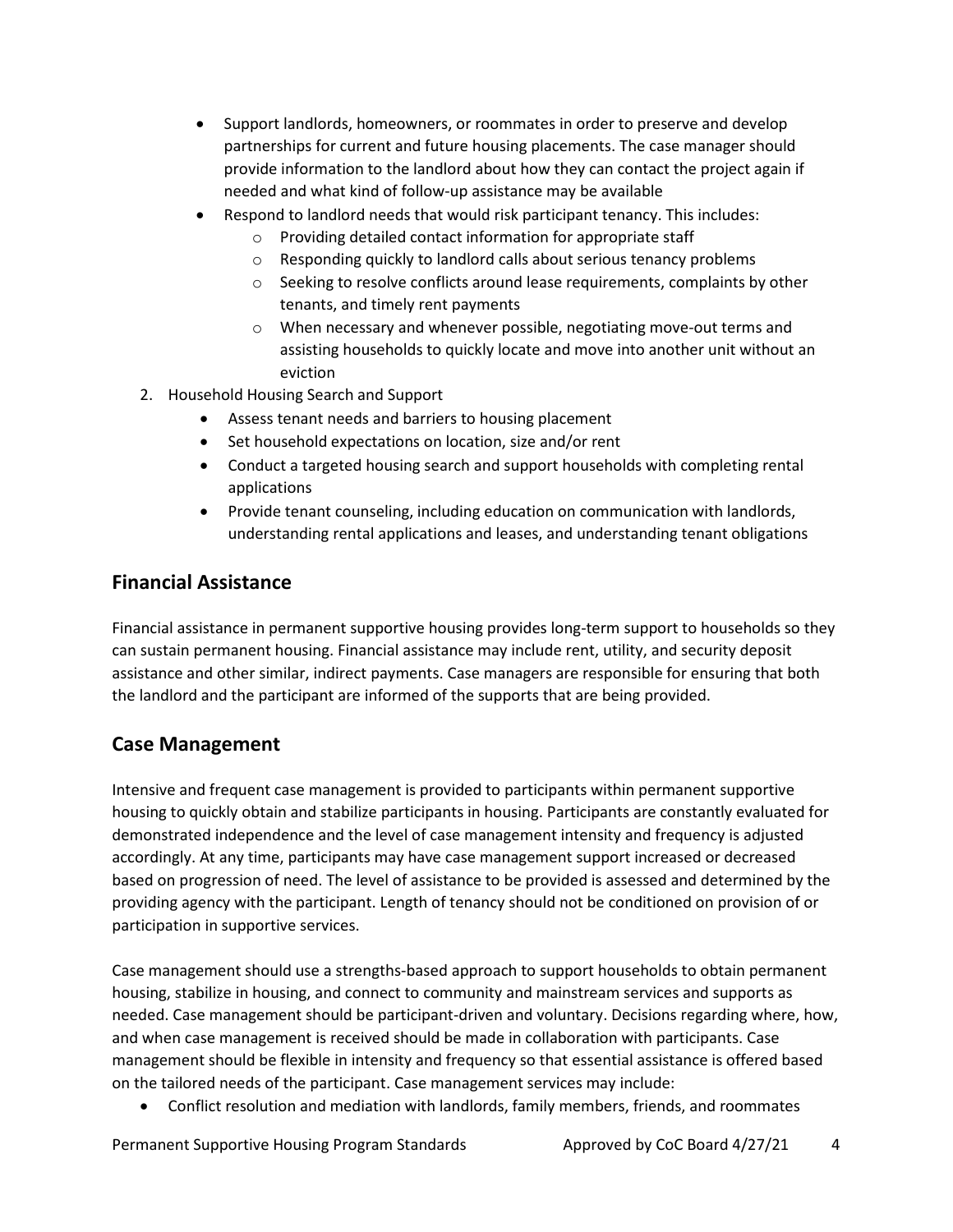- Support landlords, homeowners, or roommates in order to preserve and develop partnerships for current and future housing placements. The case manager should provide information to the landlord about how they can contact the project again if needed and what kind of follow-up assistance may be available
- Respond to landlord needs that would risk participant tenancy. This includes:
  - Providing detailed contact information for appropriate staff
  - Responding quickly to landlord calls about serious tenancy problems
  - Seeking to resolve conflicts around lease requirements, complaints by other tenants, and timely rent payments
  - When necessary and whenever possible, negotiating move-out terms and assisting households to quickly locate and move into another unit without an eviction

2. Household Housing Search and Support
   - Assess tenant needs and barriers to housing placement
   - Set household expectations on location, size and/or rent
   - Conduct a targeted housing search and support households with completing rental applications
   - Provide tenant counseling, including education on communication with landlords, understanding rental applications and leases, and understanding tenant obligations

## Financial Assistance

Financial assistance in permanent supportive housing provides long-term support to households so they can sustain permanent housing. Financial assistance may include rent, utility, and security deposit assistance and other similar, indirect payments. Case managers are responsible for ensuring that both the landlord and the participant are informed of the supports that are being provided.

## Case Management

Intensive and frequent case management is provided to participants within permanent supportive housing to quickly obtain and stabilize participants in housing. Participants are constantly evaluated for demonstrated independence and the level of case management intensity and frequency is adjusted accordingly. At any time, participants may have case management support increased or decreased based on progression of need. The level of assistance to be provided is assessed and determined by the providing agency with the participant. Length of tenancy should not be conditioned on provision of or participation in supportive services.

Case management should use a strengths-based approach to support households to obtain permanent housing, stabilize in housing, and connect to community and mainstream services and supports as needed. Case management should be participant-driven and voluntary. Decisions regarding where, how, and when case management is received should be made in collaboration with participants. Case management should be flexible in intensity and frequency so that essential assistance is offered based on the tailored needs of the participant. Case management services may include:

- Conflict resolution and mediation with landlords, family members, friends, and roommates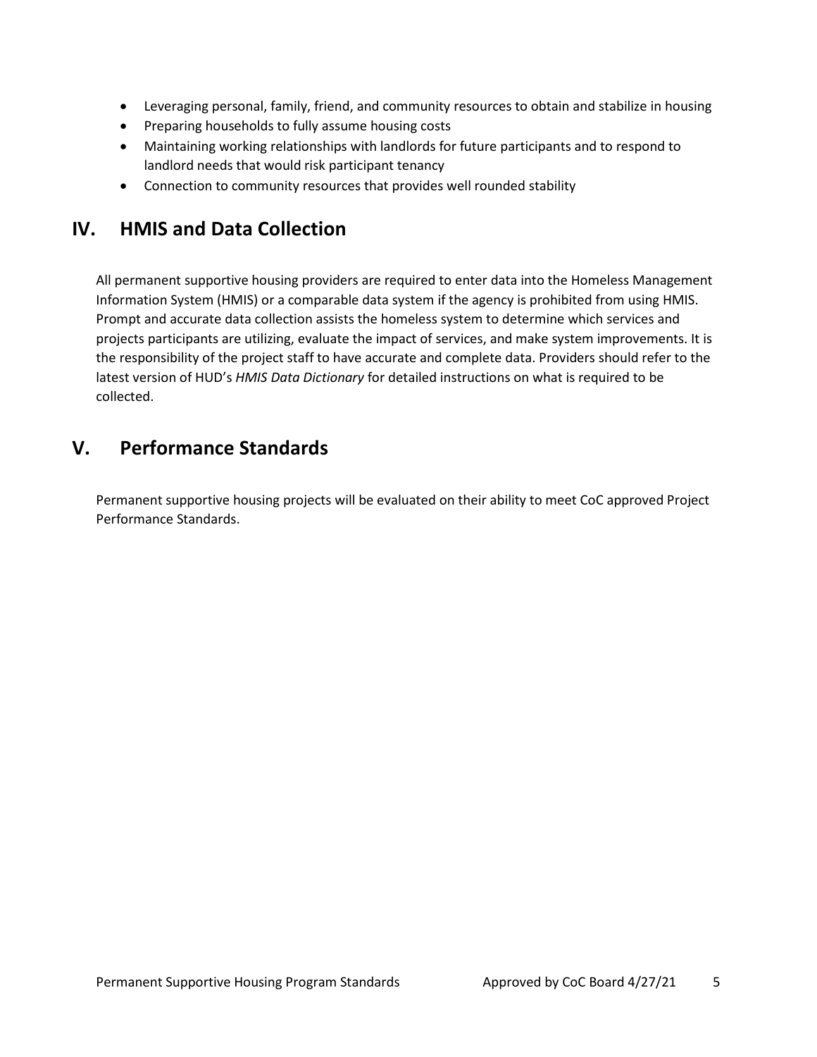- Leveraging personal, family, friend, and community resources to obtain and stabilize in housing
- Preparing households to fully assume housing costs
- Maintaining working relationships with landlords for future participants and to respond to landlord needs that would risk participant tenancy
- Connection to community resources that provides well rounded stability

## IV. HMIS and Data Collection

All permanent supportive housing providers are required to enter data into the Homeless Management Information System (HMIS) or a comparable data system if the agency is prohibited from using HMIS. Prompt and accurate data collection assists the homeless system to determine which services and projects participants are utilizing, evaluate the impact of services, and make system improvements. It is the responsibility of the project staff to have accurate and complete data. Providers should refer to the latest version of HUD's *HMIS Data Dictionary* for detailed instructions on what is required to be collected.

## V. Performance Standards

Permanent supportive housing projects will be evaluated on their ability to meet CoC approved Project Performance Standards.